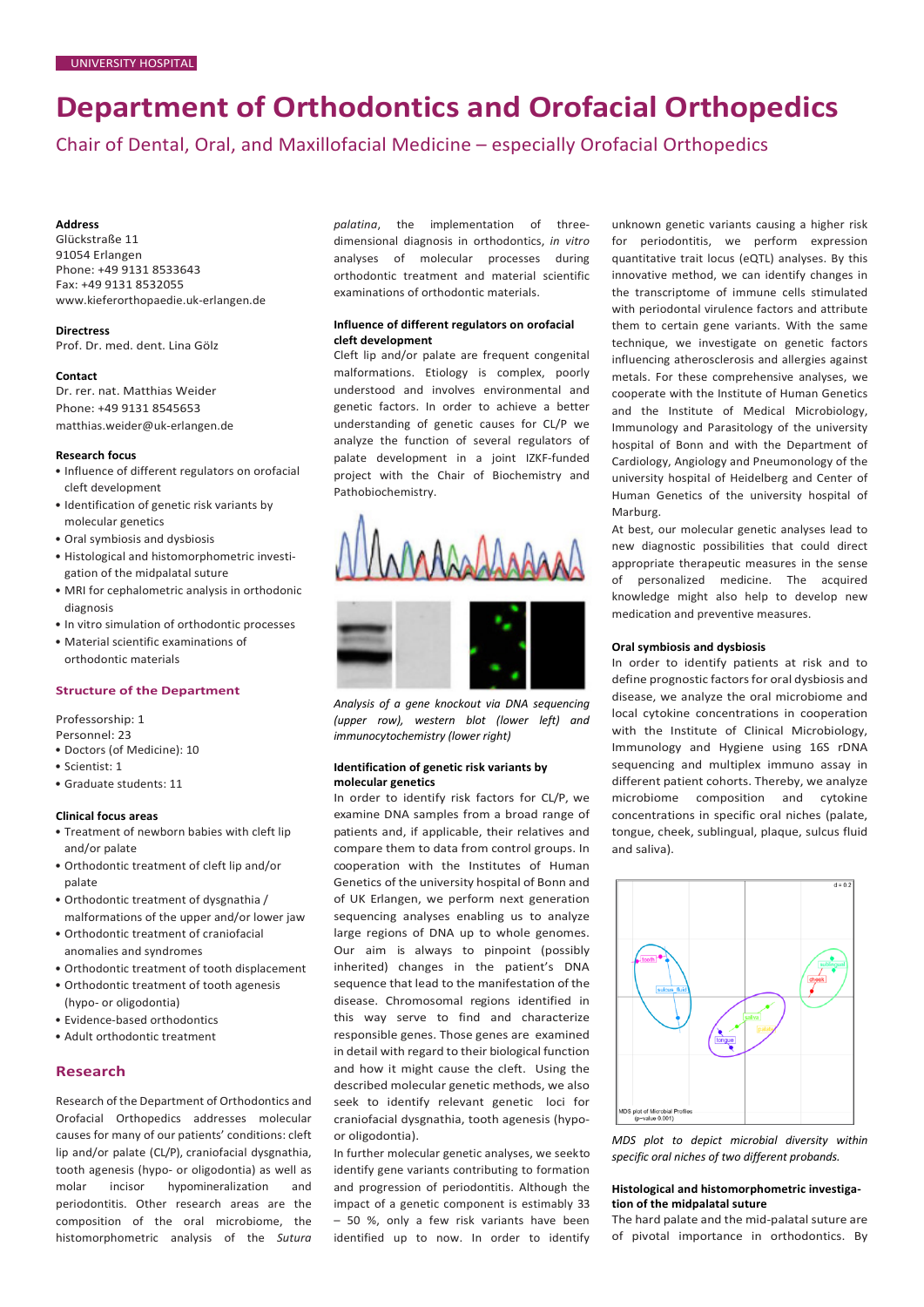UNIVERSITY HOSPITAL

# Department of Orthodontics and Orofacial Orthopedics

## Chair of Dental, Oral, and Maxillofacial Medicine – especially Orofacial Orthopedics

**Address**
Glückstraße 11
91054 Erlangen
Phone: +49 9131 8533643
Fax: +49 9131 8532055
www.kieferorthopaedie.uk-erlangen.de

**Directress**
Prof. Dr. med. dent. Lina Gölz

**Contact**
Dr. rer. nat. Matthias Weider
Phone: +49 9131 8545653
matthias.weider@uk-erlangen.de

**Research focus**

- Influence of different regulators on orofacial cleft development
- Identification of genetic risk variants by molecular genetics
- Oral symbiosis and dysbiosis
- Histological and histomorphometric investigation of the midpalatal suture
- MRI for cephalometric analysis in orthodonic diagnosis
- In vitro simulation of orthodontic processes
- Material scientific examinations of orthodontic materials

### Structure of the Department

Professorship: 1
Personnel: 23

- Doctors (of Medicine): 10
- Scientist: 1
- Graduate students: 11

**Clinical focus areas**

- Treatment of newborn babies with cleft lip and/or palate
- Orthodontic treatment of cleft lip and/or palate
- Orthodontic treatment of dysgnathia / malformations of the upper and/or lower jaw
- Orthodontic treatment of craniofacial anomalies and syndromes
- Orthodontic treatment of tooth displacement
- Orthodontic treatment of tooth agenesis (hypo- or oligodontia)
- Evidence-based orthodontics
- Adult orthodontic treatment

## Research

Research of the Department of Orthodontics and Orofacial Orthopedics addresses molecular causes for many of our patients' conditions: cleft lip and/or palate (CL/P), craniofacial dysgnathia, tooth agenesis (hypo- or oligodontia) as well as molar incisor hypomineralization and periodontitis. Other research areas are the composition of the oral microbiome, the histomorphometric analysis of the *Sutura palatina*, the implementation of three-dimensional diagnosis in orthodontics, *in vitro* analyses of molecular processes during orthodontic treatment and material scientific examinations of orthodontic materials.

### Influence of different regulators on orofacial cleft development

Cleft lip and/or palate are frequent congenital malformations. Etiology is complex, poorly understood and involves environmental and genetic factors. In order to achieve a better understanding of genetic causes for CL/P we analyze the function of several regulators of palate development in a joint IZKF-funded project with the Chair of Biochemistry and Pathobiochemistry.

*Analysis of a gene knockout via DNA sequencing (upper row), western blot (lower left) and immunocytochemistry (lower right)*

### Identification of genetic risk variants by molecular genetics

In order to identify risk factors for CL/P, we examine DNA samples from a broad range of patients and, if applicable, their relatives and compare them to data from control groups. In cooperation with the Institutes of Human Genetics of the university hospital of Bonn and of UK Erlangen, we perform next generation sequencing analyses enabling us to analyze large regions of DNA up to whole genomes. Our aim is always to pinpoint (possibly inherited) changes in the patient's DNA sequence that lead to the manifestation of the disease. Chromosomal regions identified in this way serve to find and characterize responsible genes. Those genes are examined in detail with regard to their biological function and how it might cause the cleft. Using the described molecular genetic methods, we also seek to identify relevant genetic loci for craniofacial dysgnathia, tooth agenesis (hypo- or oligodontia).

In further molecular genetic analyses, we seekto identify gene variants contributing to formation and progression of periodontitis. Although the impact of a genetic component is estimably 33 – 50 %, only a few risk variants have been identified up to now. In order to identify unknown genetic variants causing a higher risk for periodontitis, we perform expression quantitative trait locus (eQTL) analyses. By this innovative method, we can identify changes in the transcriptome of immune cells stimulated with periodontal virulence factors and attribute them to certain gene variants. With the same technique, we investigate on genetic factors influencing atherosclerosis and allergies against metals. For these comprehensive analyses, we cooperate with the Institute of Human Genetics and the Institute of Medical Microbiology, Immunology and Parasitology of the university hospital of Bonn and with the Department of Cardiology, Angiology and Pneumonology of the university hospital of Heidelberg and Center of Human Genetics of the university hospital of Marburg.

At best, our molecular genetic analyses lead to new diagnostic possibilities that could direct appropriate therapeutic measures in the sense of personalized medicine. The acquired knowledge might also help to develop new medication and preventive measures.

### Oral symbiosis and dysbiosis

In order to identify patients at risk and to define prognostic factors for oral dysbiosis and disease, we analyze the oral microbiome and local cytokine concentrations in cooperation with the Institute of Clinical Microbiology, Immunology and Hygiene using 16S rDNA sequencing and multiplex immuno assay in different patient cohorts. Thereby, we analyze microbiome composition and cytokine concentrations in specific oral niches (palate, tongue, cheek, sublingual, plaque, sulcus fluid and saliva).

*MDS plot to depict microbial diversity within specific oral niches of two different probands.*

### Histological and histomorphometric investigation of the midpalatal suture

The hard palate and the mid-palatal suture are of pivotal importance in orthodontics. By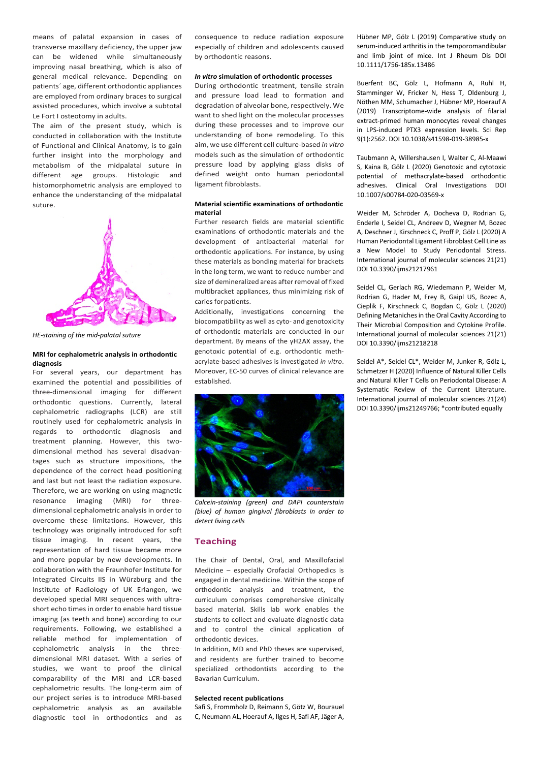means of palatal expansion in cases of transverse maxillary deficiency, the upper jaw can be widened while simultaneously improving nasal breathing, which is also of general medical relevance. Depending on patients´ age, different orthodontic appliances are employed from ordinary braces to surgical assisted procedures, which involve a subtotal Le Fort I osteotomy in adults.

The aim of the present study, which is conducted in collaboration with the Institute of Functional and Clinical Anatomy, is to gain further insight into the morphology and metabolism of the midpalatal suture in different age groups. Histologic and histomorphometric analysis are employed to enhance the understanding of the midpalatal suture.

*HE-staining of the mid-palatal suture*

#### MRI for cephalometric analysis in orthodontic diagnosis

For several years, our department has examined the potential and possibilities of three-dimensional imaging for different orthodontic questions. Currently, lateral cephalometric radiographs (LCR) are still routinely used for cephalometric analysis in regards to orthodontic diagnosis and treatment planning. However, this two-dimensional method has several disadvantages such as structure impositions, the dependence of the correct head positioning and last but not least the radiation exposure. Therefore, we are working on using magnetic resonance imaging (MRI) for three-dimensional cephalometric analysis in order to overcome these limitations. However, this technology was originally introduced for soft tissue imaging. In recent years, the representation of hard tissue became more and more popular by new developments. In collaboration with the Fraunhofer Institute for Integrated Circuits IIS in Würzburg and the Institute of Radiology of UK Erlangen, we developed special MRI sequences with ultra-short echo times in order to enable hard tissue imaging (as teeth and bone) according to our requirements. Following, we established a reliable method for implementation of cephalometric analysis in the three-dimensional MRI dataset. With a series of studies, we want to proof the clinical comparability of the MRI and LCR-based cephalometric results. The long-term aim of our project series is to introduce MRI-based cephalometric analysis as an available diagnostic tool in orthodontics and as consequence to reduce radiation exposure especially of children and adolescents caused by orthodontic reasons.

#### *In vitro* simulation of orthodontic processes

During orthodontic treatment, tensile strain and pressure load lead to formation and degradation of alveolar bone, respectively. We want to shed light on the molecular processes during these processes and to improve our understanding of bone remodeling. To this aim, we use different cell culture-based *in vitro* models such as the simulation of orthodontic pressure load by applying glass disks of defined weight onto human periodontal ligament fibroblasts.

#### Material scientific examinations of orthodontic material

Further research fields are material scientific examinations of orthodontic materials and the development of antibacterial material for orthodontic applications. For instance, by using these materials as bonding material for brackets in the long term, we want to reduce number and size of demineralized areas after removal of fixed multibracket appliances, thus minimizing risk of caries for patients.

Additionally, investigations concerning the biocompatibility as well as cyto- and genotoxicity of orthodontic materials are conducted in our department. By means of the γH2AX assay, the genotoxic potential of e.g. orthodontic methacrylate-based adhesives is investigated *in vitro*. Moreover, EC-50 curves of clinical relevance are established.

*Calcein-staining (green) and DAPI counterstain (blue) of human gingival fibroblasts in order to detect living cells*

## Teaching

The Chair of Dental, Oral, and Maxillofacial Medicine – especially Orofacial Orthopedics is engaged in dental medicine. Within the scope of orthodontic analysis and treatment, the curriculum comprises comprehensive clinically based material. Skills lab work enables the students to collect and evaluate diagnostic data and to control the clinical application of orthodontic devices.

In addition, MD and PhD theses are supervised, and residents are further trained to become specialized orthodontists according to the Bavarian Curriculum.

#### Selected recent publications

Safi S, Frommholz D, Reimann S, Götz W, Bourauel C, Neumann AL, Hoerauf A, Ilges H, Safi AF, Jäger A, Hübner MP, Gölz L (2019) Comparative study on serum-induced arthritis in the temporomandibular and limb joint of mice. Int J Rheum Dis DOI 10.1111/1756-185x.13486

Buerfent BC, Gölz L, Hofmann A, Ruhl H, Stamminger W, Fricker N, Hess T, Oldenburg J, Nöthen MM, Schumacher J, Hübner MP, Hoerauf A (2019) Transcriptome-wide analysis of filarial extract-primed human monocytes reveal changes in LPS-induced PTX3 expression levels. Sci Rep 9(1):2562. DOI 10.1038/s41598-019-38985-x

Taubmann A, Willershausen I, Walter C, Al-Maawi S, Kaina B, Gölz L (2020) Genotoxic and cytotoxic potential of methacrylate-based orthodontic adhesives. Clinical Oral Investigations DOI 10.1007/s00784-020-03569-x

Weider M, Schröder A, Docheva D, Rodrian G, Enderle I, Seidel CL, Andreev D, Wegner M, Bozec A, Deschner J, Kirschneck C, Proff P, Gölz L (2020) A Human Periodontal Ligament Fibroblast Cell Line as a New Model to Study Periodontal Stress. International journal of molecular sciences 21(21) DOI 10.3390/ijms21217961

Seidel CL, Gerlach RG, Wiedemann P, Weider M, Rodrian G, Hader M, Frey B, Gaipl US, Bozec A, Cieplik F, Kirschneck C, Bogdan C, Gölz L (2020) Defining Metaniches in the Oral Cavity According to Their Microbial Composition and Cytokine Profile. International journal of molecular sciences 21(21) DOI 10.3390/ijms21218218

Seidel A*, Seidel CL*, Weider M, Junker R, Gölz L, Schmetzer H (2020) Influence of Natural Killer Cells and Natural Killer T Cells on Periodontal Disease: A Systematic Review of the Current Literature. International journal of molecular sciences 21(24) DOI 10.3390/ijms21249766; *contributed equally